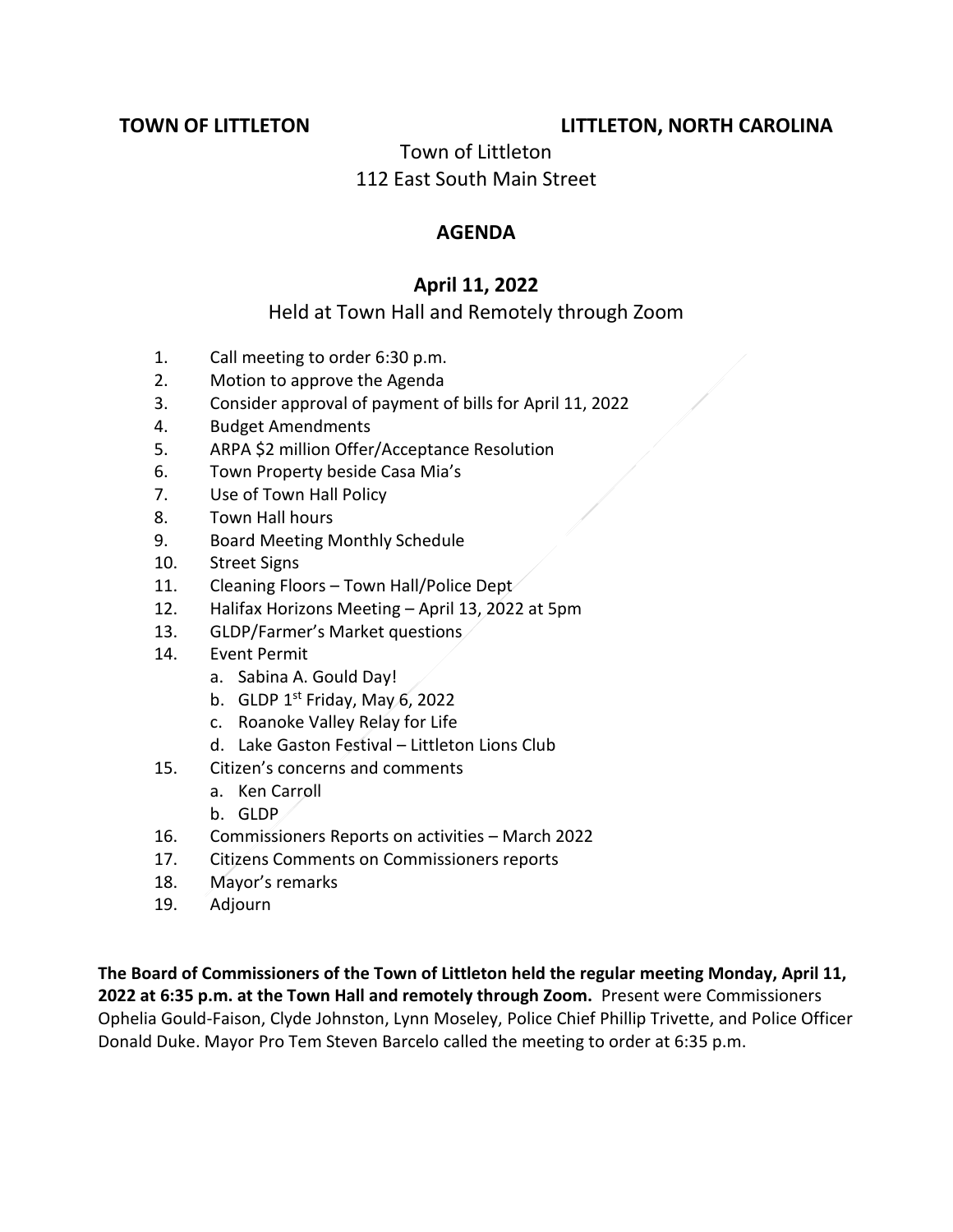**TOWN OF LITTLETON** **LITTLETON, NORTH CAROLINA**

Town of Littleton
112 East South Main Street

## AGENDA

## April 11, 2022

Held at Town Hall and Remotely through Zoom

1. Call meeting to order 6:30 p.m.
2. Motion to approve the Agenda
3. Consider approval of payment of bills for April 11, 2022
4. Budget Amendments
5. ARPA $2 million Offer/Acceptance Resolution
6. Town Property beside Casa Mia's
7. Use of Town Hall Policy
8. Town Hall hours
9. Board Meeting Monthly Schedule
10. Street Signs
11. Cleaning Floors – Town Hall/Police Dept
12. Halifax Horizons Meeting – April 13, 2022 at 5pm
13. GLDP/Farmer's Market questions
14. Event Permit
    a. Sabina A. Gould Day!
    b. GLDP 1st Friday, May 6, 2022
    c. Roanoke Valley Relay for Life
    d. Lake Gaston Festival – Littleton Lions Club
15. Citizen's concerns and comments
    a. Ken Carroll
    b. GLDP
16. Commissioners Reports on activities – March 2022
17. Citizens Comments on Commissioners reports
18. Mayor's remarks
19. Adjourn

**The Board of Commissioners of the Town of Littleton held the regular meeting Monday, April 11, 2022 at 6:35 p.m. at the Town Hall and remotely through Zoom.** Present were Commissioners Ophelia Gould-Faison, Clyde Johnston, Lynn Moseley, Police Chief Phillip Trivette, and Police Officer Donald Duke. Mayor Pro Tem Steven Barcelo called the meeting to order at 6:35 p.m.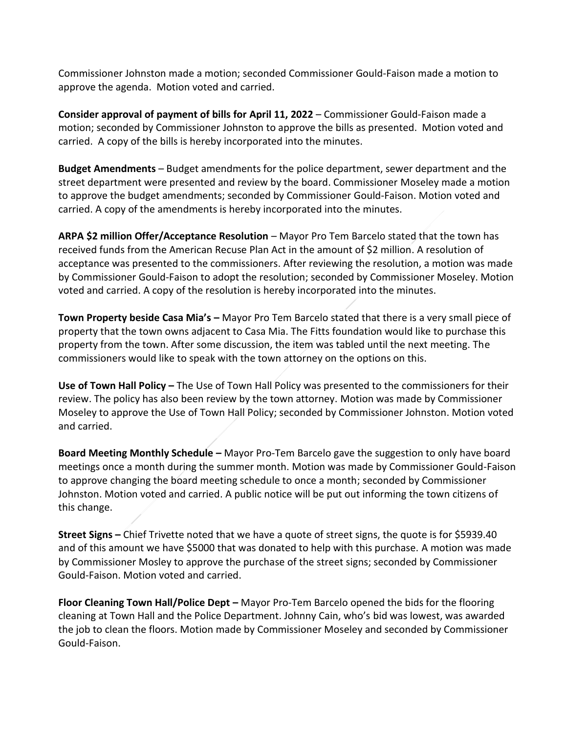Commissioner Johnston made a motion; seconded Commissioner Gould-Faison made a motion to approve the agenda. Motion voted and carried.

**Consider approval of payment of bills for April 11, 2022** – Commissioner Gould-Faison made a motion; seconded by Commissioner Johnston to approve the bills as presented. Motion voted and carried. A copy of the bills is hereby incorporated into the minutes.

**Budget Amendments** – Budget amendments for the police department, sewer department and the street department were presented and review by the board. Commissioner Moseley made a motion to approve the budget amendments; seconded by Commissioner Gould-Faison. Motion voted and carried. A copy of the amendments is hereby incorporated into the minutes.

**ARPA $2 million Offer/Acceptance Resolution** – Mayor Pro Tem Barcelo stated that the town has received funds from the American Recuse Plan Act in the amount of $2 million. A resolution of acceptance was presented to the commissioners. After reviewing the resolution, a motion was made by Commissioner Gould-Faison to adopt the resolution; seconded by Commissioner Moseley. Motion voted and carried. A copy of the resolution is hereby incorporated into the minutes.

**Town Property beside Casa Mia's –** Mayor Pro Tem Barcelo stated that there is a very small piece of property that the town owns adjacent to Casa Mia. The Fitts foundation would like to purchase this property from the town. After some discussion, the item was tabled until the next meeting. The commissioners would like to speak with the town attorney on the options on this.

**Use of Town Hall Policy –** The Use of Town Hall Policy was presented to the commissioners for their review. The policy has also been review by the town attorney. Motion was made by Commissioner Moseley to approve the Use of Town Hall Policy; seconded by Commissioner Johnston. Motion voted and carried.

**Board Meeting Monthly Schedule –** Mayor Pro-Tem Barcelo gave the suggestion to only have board meetings once a month during the summer month. Motion was made by Commissioner Gould-Faison to approve changing the board meeting schedule to once a month; seconded by Commissioner Johnston. Motion voted and carried. A public notice will be put out informing the town citizens of this change.

**Street Signs –** Chief Trivette noted that we have a quote of street signs, the quote is for $5939.40 and of this amount we have $5000 that was donated to help with this purchase. A motion was made by Commissioner Mosley to approve the purchase of the street signs; seconded by Commissioner Gould-Faison. Motion voted and carried.

**Floor Cleaning Town Hall/Police Dept –** Mayor Pro-Tem Barcelo opened the bids for the flooring cleaning at Town Hall and the Police Department. Johnny Cain, who's bid was lowest, was awarded the job to clean the floors. Motion made by Commissioner Moseley and seconded by Commissioner Gould-Faison.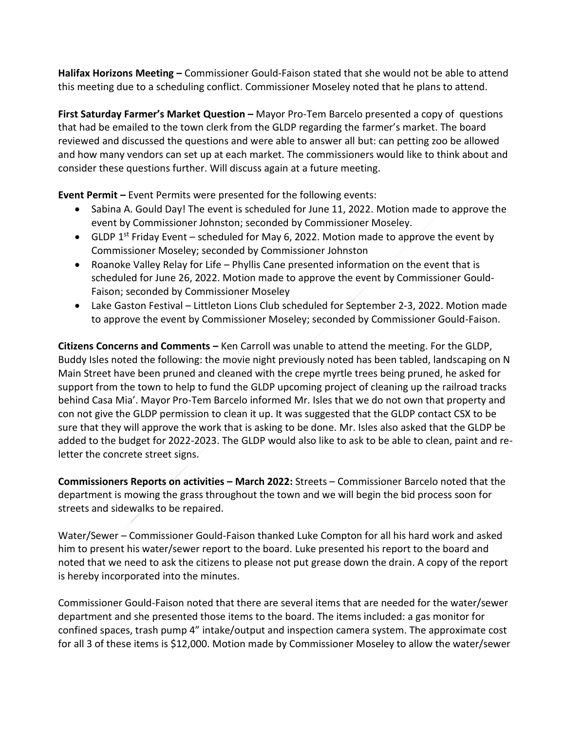**Halifax Horizons Meeting –** Commissioner Gould-Faison stated that she would not be able to attend this meeting due to a scheduling conflict. Commissioner Moseley noted that he plans to attend.

**First Saturday Farmer's Market Question –** Mayor Pro-Tem Barcelo presented a copy of questions that had be emailed to the town clerk from the GLDP regarding the farmer's market. The board reviewed and discussed the questions and were able to answer all but: can petting zoo be allowed and how many vendors can set up at each market. The commissioners would like to think about and consider these questions further. Will discuss again at a future meeting.

**Event Permit –** Event Permits were presented for the following events:

- Sabina A. Gould Day! The event is scheduled for June 11, 2022. Motion made to approve the event by Commissioner Johnston; seconded by Commissioner Moseley.
- GLDP 1st Friday Event – scheduled for May 6, 2022. Motion made to approve the event by Commissioner Moseley; seconded by Commissioner Johnston
- Roanoke Valley Relay for Life – Phyllis Cane presented information on the event that is scheduled for June 26, 2022. Motion made to approve the event by Commissioner Gould-Faison; seconded by Commissioner Moseley
- Lake Gaston Festival – Littleton Lions Club scheduled for September 2-3, 2022. Motion made to approve the event by Commissioner Moseley; seconded by Commissioner Gould-Faison.

**Citizens Concerns and Comments –** Ken Carroll was unable to attend the meeting. For the GLDP, Buddy Isles noted the following: the movie night previously noted has been tabled, landscaping on N Main Street have been pruned and cleaned with the crepe myrtle trees being pruned, he asked for support from the town to help to fund the GLDP upcoming project of cleaning up the railroad tracks behind Casa Mia'. Mayor Pro-Tem Barcelo informed Mr. Isles that we do not own that property and con not give the GLDP permission to clean it up. It was suggested that the GLDP contact CSX to be sure that they will approve the work that is asking to be done. Mr. Isles also asked that the GLDP be added to the budget for 2022-2023. The GLDP would also like to ask to be able to clean, paint and re-letter the concrete street signs.

**Commissioners Reports on activities – March 2022:** Streets – Commissioner Barcelo noted that the department is mowing the grass throughout the town and we will begin the bid process soon for streets and sidewalks to be repaired.

Water/Sewer – Commissioner Gould-Faison thanked Luke Compton for all his hard work and asked him to present his water/sewer report to the board. Luke presented his report to the board and noted that we need to ask the citizens to please not put grease down the drain. A copy of the report is hereby incorporated into the minutes.

Commissioner Gould-Faison noted that there are several items that are needed for the water/sewer department and she presented those items to the board. The items included: a gas monitor for confined spaces, trash pump 4" intake/output and inspection camera system. The approximate cost for all 3 of these items is $12,000. Motion made by Commissioner Moseley to allow the water/sewer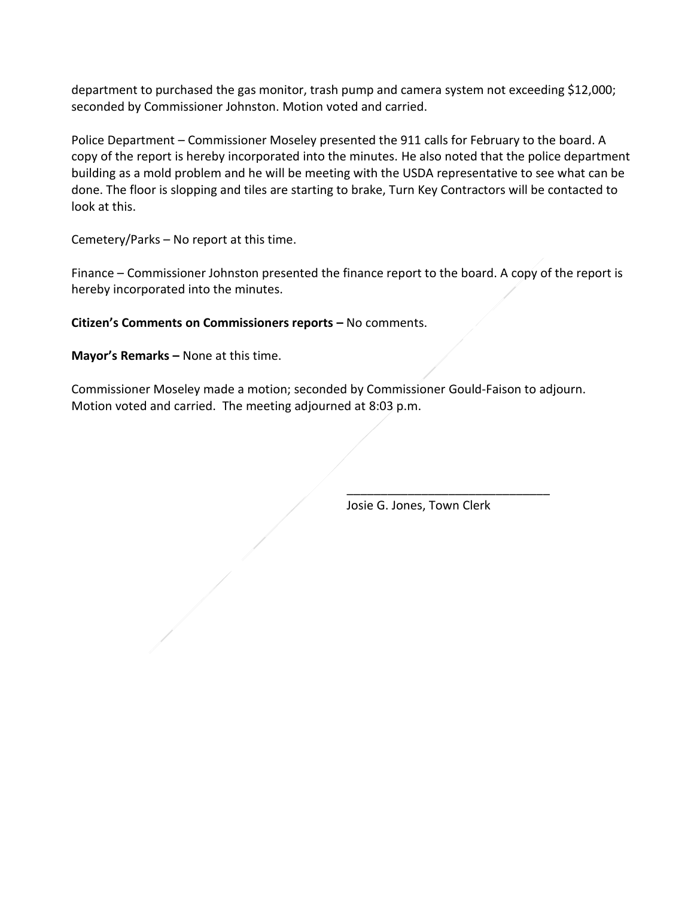department to purchased the gas monitor, trash pump and camera system not exceeding $12,000; seconded by Commissioner Johnston. Motion voted and carried.

Police Department – Commissioner Moseley presented the 911 calls for February to the board. A copy of the report is hereby incorporated into the minutes. He also noted that the police department building as a mold problem and he will be meeting with the USDA representative to see what can be done. The floor is slopping and tiles are starting to brake, Turn Key Contractors will be contacted to look at this.

Cemetery/Parks – No report at this time.

Finance – Commissioner Johnston presented the finance report to the board. A copy of the report is hereby incorporated into the minutes.

**Citizen's Comments on Commissioners reports –** No comments.

**Mayor's Remarks –** None at this time.

Commissioner Moseley made a motion; seconded by Commissioner Gould-Faison to adjourn. Motion voted and carried. The meeting adjourned at 8:03 p.m.

_______________________________

Josie G. Jones, Town Clerk